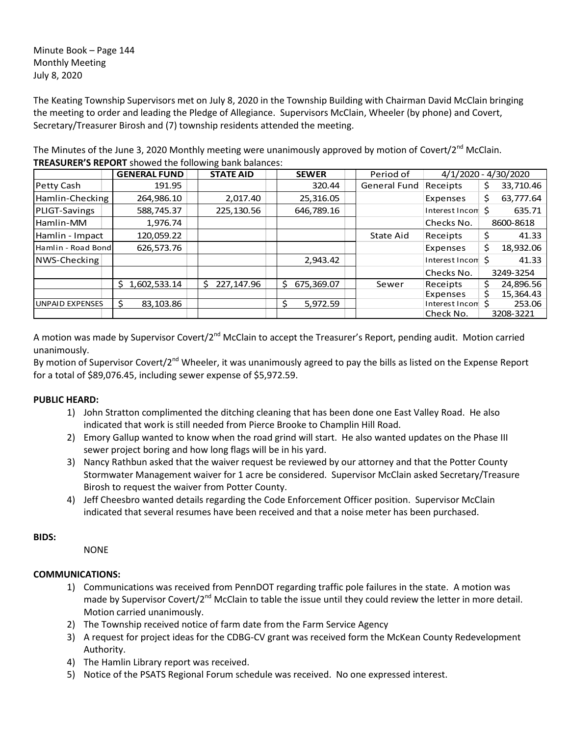Minute Book – Page 144
Monthly Meeting
July 8, 2020

The Keating Township Supervisors met on July 8, 2020 in the Township Building with Chairman David McClain bringing the meeting to order and leading the Pledge of Allegiance. Supervisors McClain, Wheeler (by phone) and Covert, Secretary/Treasurer Birosh and (7) township residents attended the meeting.

The Minutes of the June 3, 2020 Monthly meeting were unanimously approved by motion of Covert/2nd McClain.
**TREASURER'S REPORT** showed the following bank balances:

| | GENERAL FUND | STATE AID | SEWER | Period of | 4/1/2020 - 4/30/2020 | |
|---|---|---|---|---|---|---|
| Petty Cash | 191.95 | | 320.44 | General Fund | Receipts | $ 33,710.46 |
| Hamlin-Checking | 264,986.10 | 2,017.40 | 25,316.05 | | Expenses | $ 63,777.64 |
| PLIGT-Savings | 588,745.37 | 225,130.56 | 646,789.16 | | Interest Incom | $ 635.71 |
| Hamlin-MM | 1,976.74 | | | | Checks No. | 8600-8618 |
| Hamlin - Impact | 120,059.22 | | | State Aid | Receipts | $ 41.33 |
| Hamlin - Road Bond | 626,573.76 | | | | Expenses | $ 18,932.06 |
| NWS-Checking | | | 2,943.42 | | Interest Incom | $ 41.33 |
| | | | | | Checks No. | 3249-3254 |
| | $ 1,602,533.14 | $ 227,147.96 | $ 675,369.07 | Sewer | Receipts | $ 24,896.56 |
| | | | | | Expenses | $ 15,364.43 |
| UNPAID EXPENSES | $ 83,103.86 | | $ 5,972.59 | | Interest Incom | $ 253.06 |
| | | | | | Check No. | 3208-3221 |

A motion was made by Supervisor Covert/2nd McClain to accept the Treasurer's Report, pending audit. Motion carried unanimously.
By motion of Supervisor Covert/2nd Wheeler, it was unanimously agreed to pay the bills as listed on the Expense Report for a total of $89,076.45, including sewer expense of $5,972.59.

**PUBLIC HEARD:**

1) John Stratton complimented the ditching cleaning that has been done one East Valley Road. He also indicated that work is still needed from Pierce Brooke to Champlin Hill Road.
2) Emory Gallup wanted to know when the road grind will start. He also wanted updates on the Phase III sewer project boring and how long flags will be in his yard.
3) Nancy Rathbun asked that the waiver request be reviewed by our attorney and that the Potter County Stormwater Management waiver for 1 acre be considered. Supervisor McClain asked Secretary/Treasure Birosh to request the waiver from Potter County.
4) Jeff Cheesbro wanted details regarding the Code Enforcement Officer position. Supervisor McClain indicated that several resumes have been received and that a noise meter has been purchased.

**BIDS:**

NONE

**COMMUNICATIONS:**

1) Communications was received from PennDOT regarding traffic pole failures in the state. A motion was made by Supervisor Covert/2nd McClain to table the issue until they could review the letter in more detail. Motion carried unanimously.
2) The Township received notice of farm date from the Farm Service Agency
3) A request for project ideas for the CDBG-CV grant was received form the McKean County Redevelopment Authority.
4) The Hamlin Library report was received.
5) Notice of the PSATS Regional Forum schedule was received. No one expressed interest.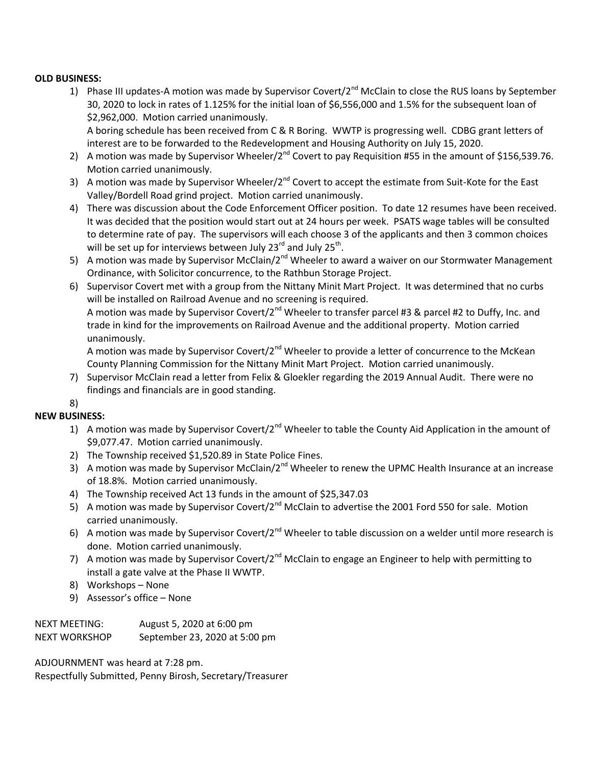**OLD BUSINESS:**

1) Phase III updates-A motion was made by Supervisor Covert/2nd McClain to close the RUS loans by September 30, 2020 to lock in rates of 1.125% for the initial loan of $6,556,000 and 1.5% for the subsequent loan of $2,962,000. Motion carried unanimously.
   A boring schedule has been received from C & R Boring. WWTP is progressing well. CDBG grant letters of interest are to be forwarded to the Redevelopment and Housing Authority on July 15, 2020.
2) A motion was made by Supervisor Wheeler/2nd Covert to pay Requisition #55 in the amount of $156,539.76. Motion carried unanimously.
3) A motion was made by Supervisor Wheeler/2nd Covert to accept the estimate from Suit-Kote for the East Valley/Bordell Road grind project. Motion carried unanimously.
4) There was discussion about the Code Enforcement Officer position. To date 12 resumes have been received. It was decided that the position would start out at 24 hours per week. PSATS wage tables will be consulted to determine rate of pay. The supervisors will each choose 3 of the applicants and then 3 common choices will be set up for interviews between July 23rd and July 25th.
5) A motion was made by Supervisor McClain/2nd Wheeler to award a waiver on our Stormwater Management Ordinance, with Solicitor concurrence, to the Rathbun Storage Project.
6) Supervisor Covert met with a group from the Nittany Minit Mart Project. It was determined that no curbs will be installed on Railroad Avenue and no screening is required.
   A motion was made by Supervisor Covert/2nd Wheeler to transfer parcel #3 & parcel #2 to Duffy, Inc. and trade in kind for the improvements on Railroad Avenue and the additional property. Motion carried unanimously.
   A motion was made by Supervisor Covert/2nd Wheeler to provide a letter of concurrence to the McKean County Planning Commission for the Nittany Minit Mart Project. Motion carried unanimously.
7) Supervisor McClain read a letter from Felix & Gloekler regarding the 2019 Annual Audit. There were no findings and financials are in good standing.
8)

**NEW BUSINESS:**

1) A motion was made by Supervisor Covert/2nd Wheeler to table the County Aid Application in the amount of $9,077.47. Motion carried unanimously.
2) The Township received $1,520.89 in State Police Fines.
3) A motion was made by Supervisor McClain/2nd Wheeler to renew the UPMC Health Insurance at an increase of 18.8%. Motion carried unanimously.
4) The Township received Act 13 funds in the amount of $25,347.03
5) A motion was made by Supervisor Covert/2nd McClain to advertise the 2001 Ford 550 for sale. Motion carried unanimously.
6) A motion was made by Supervisor Covert/2nd Wheeler to table discussion on a welder until more research is done. Motion carried unanimously.
7) A motion was made by Supervisor Covert/2nd McClain to engage an Engineer to help with permitting to install a gate valve at the Phase II WWTP.
8) Workshops – None
9) Assessor's office – None

NEXT MEETING: August 5, 2020 at 6:00 pm
NEXT WORKSHOP September 23, 2020 at 5:00 pm

ADJOURNMENT was heard at 7:28 pm.
Respectfully Submitted, Penny Birosh, Secretary/Treasurer